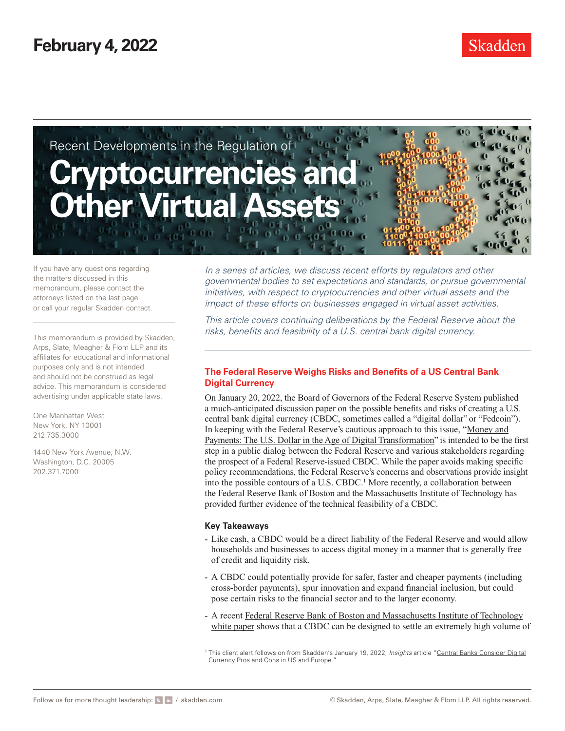February 4, 2022

Recent Developments in the Regulation of

# Cryptocurrencies and Other Virtual Assets

If you have any questions regarding the matters discussed in this memorandum, please contact the attorneys listed on the last page or call your regular Skadden contact.

This memorandum is provided by Skadden, Arps, Slate, Meagher & Flom LLP and its affiliates for educational and informational purposes only and is not intended and should not be construed as legal advice. This memorandum is considered advertising under applicable state laws.

One Manhattan West
New York, NY 10001
212.735.3000

1440 New York Avenue, N.W.
Washington, D.C. 20005
202.371.7000

*In a series of articles, we discuss recent efforts by regulators and other governmental bodies to set expectations and standards, or pursue governmental initiatives, with respect to cryptocurrencies and other virtual assets and the impact of these efforts on businesses engaged in virtual asset activities.*

*This article covers continuing deliberations by the Federal Reserve about the risks, benefits and feasibility of a U.S. central bank digital currency.*

## The Federal Reserve Weighs Risks and Benefits of a US Central Bank Digital Currency

On January 20, 2022, the Board of Governors of the Federal Reserve System published a much-anticipated discussion paper on the possible benefits and risks of creating a U.S. central bank digital currency (CBDC, sometimes called a "digital dollar" or "Fedcoin"). In keeping with the Federal Reserve's cautious approach to this issue, "Money and Payments: The U.S. Dollar in the Age of Digital Transformation" is intended to be the first step in a public dialog between the Federal Reserve and various stakeholders regarding the prospect of a Federal Reserve-issued CBDC. While the paper avoids making specific policy recommendations, the Federal Reserve's concerns and observations provide insight into the possible contours of a U.S. CBDC.[1] More recently, a collaboration between the Federal Reserve Bank of Boston and the Massachusetts Institute of Technology has provided further evidence of the technical feasibility of a CBDC.

### Key Takeaways

- Like cash, a CBDC would be a direct liability of the Federal Reserve and would allow households and businesses to access digital money in a manner that is generally free of credit and liquidity risk.
- A CBDC could potentially provide for safer, faster and cheaper payments (including cross-border payments), spur innovation and expand financial inclusion, but could pose certain risks to the financial sector and to the larger economy.
- A recent Federal Reserve Bank of Boston and Massachusetts Institute of Technology white paper shows that a CBDC can be designed to settle an extremely high volume of

[1] This client alert follows on from Skadden's January 19, 2022, *Insights* article "Central Banks Consider Digital Currency Pros and Cons in US and Europe."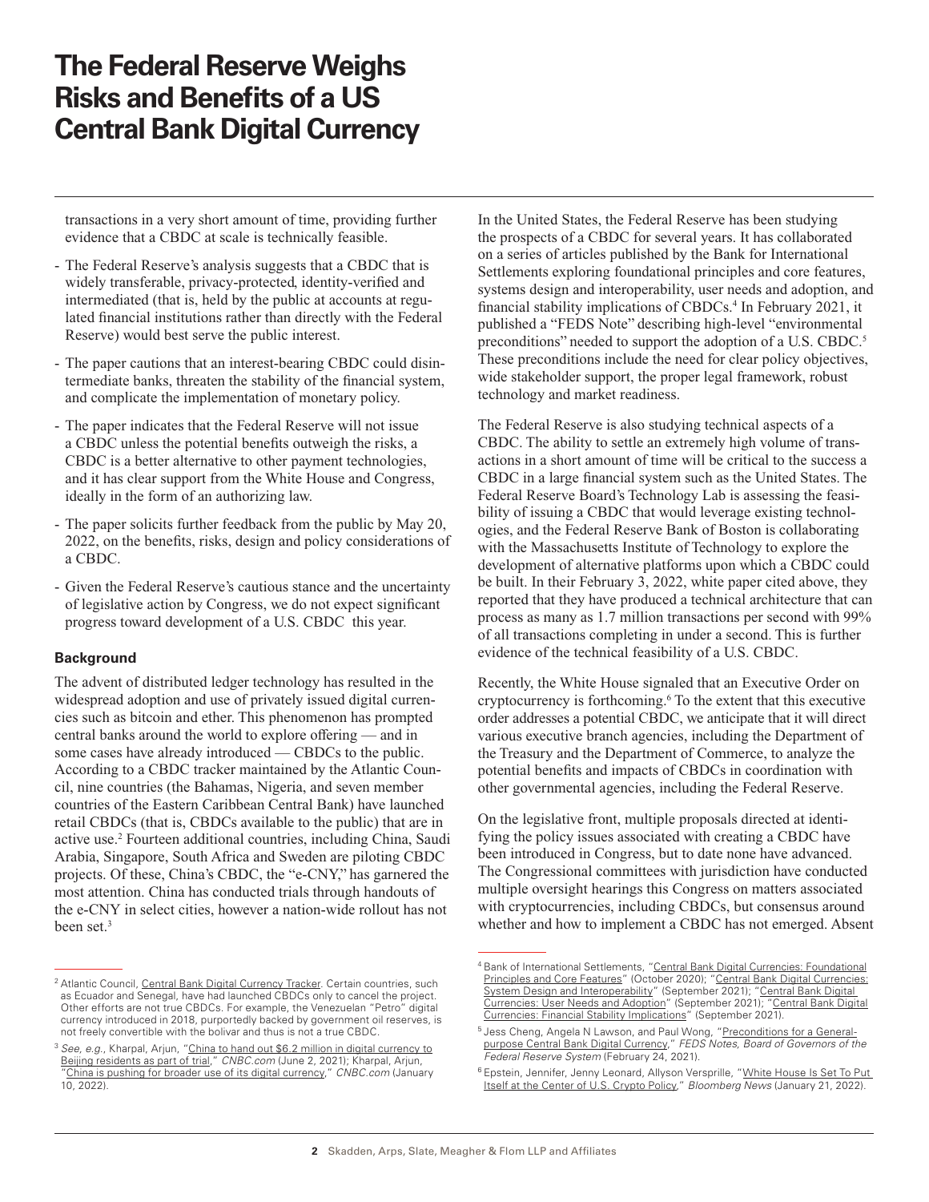transactions in a very short amount of time, providing further evidence that a CBDC at scale is technically feasible.

- The Federal Reserve's analysis suggests that a CBDC that is widely transferable, privacy-protected, identity-verified and intermediated (that is, held by the public at accounts at regulated financial institutions rather than directly with the Federal Reserve) would best serve the public interest.
- The paper cautions that an interest-bearing CBDC could disintermediate banks, threaten the stability of the financial system, and complicate the implementation of monetary policy.
- The paper indicates that the Federal Reserve will not issue a CBDC unless the potential benefits outweigh the risks, a CBDC is a better alternative to other payment technologies, and it has clear support from the White House and Congress, ideally in the form of an authorizing law.
- The paper solicits further feedback from the public by May 20, 2022, on the benefits, risks, design and policy considerations of a CBDC.
- Given the Federal Reserve's cautious stance and the uncertainty of legislative action by Congress, we do not expect significant progress toward development of a U.S. CBDC this year.

### Background

The advent of distributed ledger technology has resulted in the widespread adoption and use of privately issued digital currencies such as bitcoin and ether. This phenomenon has prompted central banks around the world to explore offering — and in some cases have already introduced — CBDCs to the public. According to a CBDC tracker maintained by the Atlantic Council, nine countries (the Bahamas, Nigeria, and seven member countries of the Eastern Caribbean Central Bank) have launched retail CBDCs (that is, CBDCs available to the public) that are in active use.[2] Fourteen additional countries, including China, Saudi Arabia, Singapore, South Africa and Sweden are piloting CBDC projects. Of these, China's CBDC, the "e-CNY," has garnered the most attention. China has conducted trials through handouts of the e-CNY in select cities, however a nation-wide rollout has not been set.[3]

In the United States, the Federal Reserve has been studying the prospects of a CBDC for several years. It has collaborated on a series of articles published by the Bank for International Settlements exploring foundational principles and core features, systems design and interoperability, user needs and adoption, and financial stability implications of CBDCs.[4] In February 2021, it published a "FEDS Note" describing high-level "environmental preconditions" needed to support the adoption of a U.S. CBDC.[5] These preconditions include the need for clear policy objectives, wide stakeholder support, the proper legal framework, robust technology and market readiness.

The Federal Reserve is also studying technical aspects of a CBDC. The ability to settle an extremely high volume of transactions in a short amount of time will be critical to the success a CBDC in a large financial system such as the United States. The Federal Reserve Board's Technology Lab is assessing the feasibility of issuing a CBDC that would leverage existing technologies, and the Federal Reserve Bank of Boston is collaborating with the Massachusetts Institute of Technology to explore the development of alternative platforms upon which a CBDC could be built. In their February 3, 2022, white paper cited above, they reported that they have produced a technical architecture that can process as many as 1.7 million transactions per second with 99% of all transactions completing in under a second. This is further evidence of the technical feasibility of a U.S. CBDC.

Recently, the White House signaled that an Executive Order on cryptocurrency is forthcoming.[6] To the extent that this executive order addresses a potential CBDC, we anticipate that it will direct various executive branch agencies, including the Department of the Treasury and the Department of Commerce, to analyze the potential benefits and impacts of CBDCs in coordination with other governmental agencies, including the Federal Reserve.

On the legislative front, multiple proposals directed at identifying the policy issues associated with creating a CBDC have been introduced in Congress, but to date none have advanced. The Congressional committees with jurisdiction have conducted multiple oversight hearings this Congress on matters associated with cryptocurrencies, including CBDCs, but consensus around whether and how to implement a CBDC has not emerged. Absent

---

[2] Atlantic Council, Central Bank Digital Currency Tracker. Certain countries, such as Ecuador and Senegal, have had launched CBDCs only to cancel the project. Other efforts are not true CBDCs. For example, the Venezuelan "Petro" digital currency introduced in 2018, purportedly backed by government oil reserves, is not freely convertible with the bolivar and thus is not a true CBDC.

[3] *See, e.g.*, Kharpal, Arjun, "China to hand out $6.2 million in digital currency to Beijing residents as part of trial," *CNBC.com* (June 2, 2021); Kharpal, Arjun, "China is pushing for broader use of its digital currency," *CNBC.com* (January 10, 2022).

[4] Bank of International Settlements, "Central Bank Digital Currencies: Foundational Principles and Core Features" (October 2020); "Central Bank Digital Currencies: System Design and Interoperability" (September 2021); "Central Bank Digital Currencies: User Needs and Adoption" (September 2021); "Central Bank Digital Currencies: Financial Stability Implications" (September 2021).

[5] Jess Cheng, Angela N Lawson, and Paul Wong, "Preconditions for a General-purpose Central Bank Digital Currency," *FEDS Notes, Board of Governors of the Federal Reserve System* (February 24, 2021).

[6] Epstein, Jennifer, Jenny Leonard, Allyson Versprille, "White House Is Set To Put Itself at the Center of U.S. Crypto Policy," *Bloomberg News* (January 21, 2022).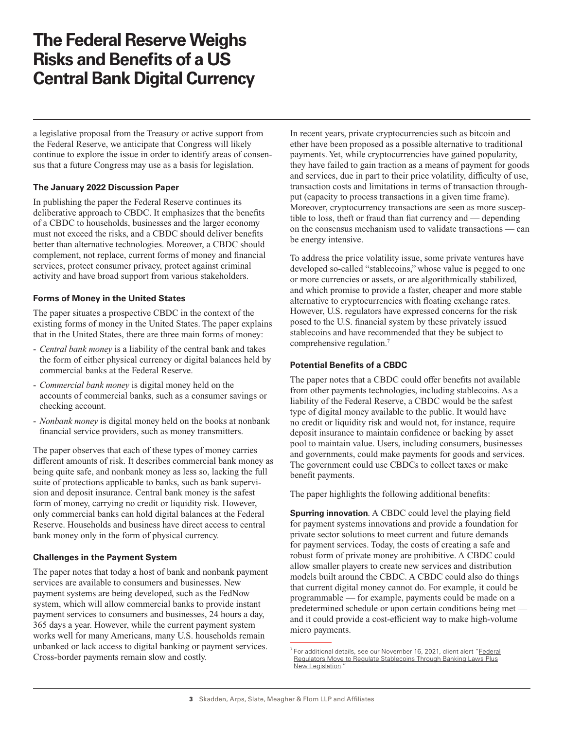a legislative proposal from the Treasury or active support from the Federal Reserve, we anticipate that Congress will likely continue to explore the issue in order to identify areas of consensus that a future Congress may use as a basis for legislation.

### The January 2022 Discussion Paper

In publishing the paper the Federal Reserve continues its deliberative approach to CBDC. It emphasizes that the benefits of a CBDC to households, businesses and the larger economy must not exceed the risks, and a CBDC should deliver benefits better than alternative technologies. Moreover, a CBDC should complement, not replace, current forms of money and financial services, protect consumer privacy, protect against criminal activity and have broad support from various stakeholders.

### Forms of Money in the United States

The paper situates a prospective CBDC in the context of the existing forms of money in the United States. The paper explains that in the United States, there are three main forms of money:

- *Central bank money* is a liability of the central bank and takes the form of either physical currency or digital balances held by commercial banks at the Federal Reserve.
- *Commercial bank money* is digital money held on the accounts of commercial banks, such as a consumer savings or checking account.
- *Nonbank money* is digital money held on the books at nonbank financial service providers, such as money transmitters.

The paper observes that each of these types of money carries different amounts of risk. It describes commercial bank money as being quite safe, and nonbank money as less so, lacking the full suite of protections applicable to banks, such as bank supervision and deposit insurance. Central bank money is the safest form of money, carrying no credit or liquidity risk. However, only commercial banks can hold digital balances at the Federal Reserve. Households and business have direct access to central bank money only in the form of physical currency.

### Challenges in the Payment System

The paper notes that today a host of bank and nonbank payment services are available to consumers and businesses. New payment systems are being developed, such as the FedNow system, which will allow commercial banks to provide instant payment services to consumers and businesses, 24 hours a day, 365 days a year. However, while the current payment system works well for many Americans, many U.S. households remain unbanked or lack access to digital banking or payment services. Cross-border payments remain slow and costly.

In recent years, private cryptocurrencies such as bitcoin and ether have been proposed as a possible alternative to traditional payments. Yet, while cryptocurrencies have gained popularity, they have failed to gain traction as a means of payment for goods and services, due in part to their price volatility, difficulty of use, transaction costs and limitations in terms of transaction throughput (capacity to process transactions in a given time frame). Moreover, cryptocurrency transactions are seen as more susceptible to loss, theft or fraud than fiat currency and — depending on the consensus mechanism used to validate transactions — can be energy intensive.

To address the price volatility issue, some private ventures have developed so-called "stablecoins," whose value is pegged to one or more currencies or assets, or are algorithmically stabilized, and which promise to provide a faster, cheaper and more stable alternative to cryptocurrencies with floating exchange rates. However, U.S. regulators have expressed concerns for the risk posed to the U.S. financial system by these privately issued stablecoins and have recommended that they be subject to comprehensive regulation.[7]

### Potential Benefits of a CBDC

The paper notes that a CBDC could offer benefits not available from other payments technologies, including stablecoins. As a liability of the Federal Reserve, a CBDC would be the safest type of digital money available to the public. It would have no credit or liquidity risk and would not, for instance, require deposit insurance to maintain confidence or backing by asset pool to maintain value. Users, including consumers, businesses and governments, could make payments for goods and services. The government could use CBDCs to collect taxes or make benefit payments.

The paper highlights the following additional benefits:

**Spurring innovation**. A CBDC could level the playing field for payment systems innovations and provide a foundation for private sector solutions to meet current and future demands for payment services. Today, the costs of creating a safe and robust form of private money are prohibitive. A CBDC could allow smaller players to create new services and distribution models built around the CBDC. A CBDC could also do things that current digital money cannot do. For example, it could be programmable — for example, payments could be made on a predetermined schedule or upon certain conditions being met — and it could provide a cost-efficient way to make high-volume micro payments.

[7] For additional details, see our November 16, 2021, client alert "Federal Regulators Move to Regulate Stablecoins Through Banking Laws Plus New Legislation."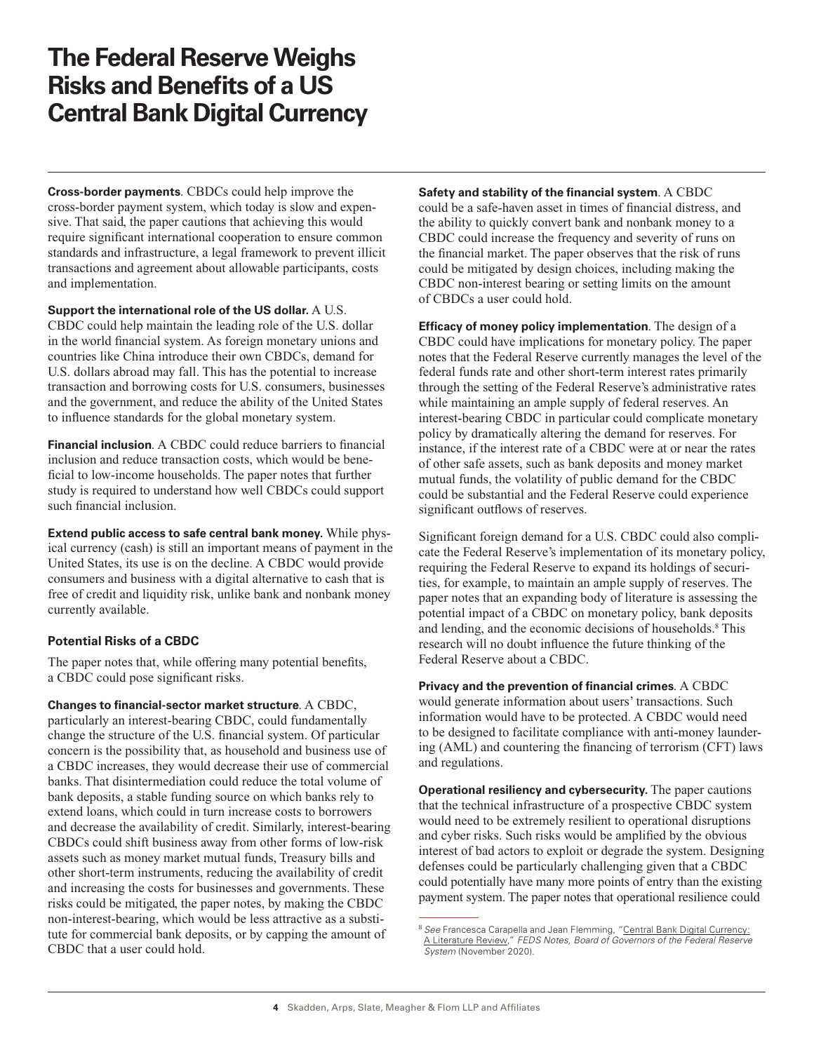# The Federal Reserve Weighs Risks and Benefits of a US Central Bank Digital Currency

**Cross-border payments**. CBDCs could help improve the cross-border payment system, which today is slow and expensive. That said, the paper cautions that achieving this would require significant international cooperation to ensure common standards and infrastructure, a legal framework to prevent illicit transactions and agreement about allowable participants, costs and implementation.

**Support the international role of the US dollar.** A U.S. CBDC could help maintain the leading role of the U.S. dollar in the world financial system. As foreign monetary unions and countries like China introduce their own CBDCs, demand for U.S. dollars abroad may fall. This has the potential to increase transaction and borrowing costs for U.S. consumers, businesses and the government, and reduce the ability of the United States to influence standards for the global monetary system.

**Financial inclusion**. A CBDC could reduce barriers to financial inclusion and reduce transaction costs, which would be beneficial to low-income households. The paper notes that further study is required to understand how well CBDCs could support such financial inclusion.

**Extend public access to safe central bank money.** While physical currency (cash) is still an important means of payment in the United States, its use is on the decline. A CBDC would provide consumers and business with a digital alternative to cash that is free of credit and liquidity risk, unlike bank and nonbank money currently available.

### Potential Risks of a CBDC

The paper notes that, while offering many potential benefits, a CBDC could pose significant risks.

**Changes to financial-sector market structure**. A CBDC, particularly an interest-bearing CBDC, could fundamentally change the structure of the U.S. financial system. Of particular concern is the possibility that, as household and business use of a CBDC increases, they would decrease their use of commercial banks. That disintermediation could reduce the total volume of bank deposits, a stable funding source on which banks rely to extend loans, which could in turn increase costs to borrowers and decrease the availability of credit. Similarly, interest-bearing CBDCs could shift business away from other forms of low-risk assets such as money market mutual funds, Treasury bills and other short-term instruments, reducing the availability of credit and increasing the costs for businesses and governments. These risks could be mitigated, the paper notes, by making the CBDC non-interest-bearing, which would be less attractive as a substitute for commercial bank deposits, or by capping the amount of CBDC that a user could hold.

**Safety and stability of the financial system**. A CBDC could be a safe-haven asset in times of financial distress, and the ability to quickly convert bank and nonbank money to a CBDC could increase the frequency and severity of runs on the financial market. The paper observes that the risk of runs could be mitigated by design choices, including making the CBDC non-interest bearing or setting limits on the amount of CBDCs a user could hold.

**Efficacy of money policy implementation**. The design of a CBDC could have implications for monetary policy. The paper notes that the Federal Reserve currently manages the level of the federal funds rate and other short-term interest rates primarily through the setting of the Federal Reserve's administrative rates while maintaining an ample supply of federal reserves. An interest-bearing CBDC in particular could complicate monetary policy by dramatically altering the demand for reserves. For instance, if the interest rate of a CBDC were at or near the rates of other safe assets, such as bank deposits and money market mutual funds, the volatility of public demand for the CBDC could be substantial and the Federal Reserve could experience significant outflows of reserves.

Significant foreign demand for a U.S. CBDC could also complicate the Federal Reserve's implementation of its monetary policy, requiring the Federal Reserve to expand its holdings of securities, for example, to maintain an ample supply of reserves. The paper notes that an expanding body of literature is assessing the potential impact of a CBDC on monetary policy, bank deposits and lending, and the economic decisions of households.[8] This research will no doubt influence the future thinking of the Federal Reserve about a CBDC.

**Privacy and the prevention of financial crimes**. A CBDC would generate information about users' transactions. Such information would have to be protected. A CBDC would need to be designed to facilitate compliance with anti-money laundering (AML) and countering the financing of terrorism (CFT) laws and regulations.

**Operational resiliency and cybersecurity.** The paper cautions that the technical infrastructure of a prospective CBDC system would need to be extremely resilient to operational disruptions and cyber risks. Such risks would be amplified by the obvious interest of bad actors to exploit or degrade the system. Designing defenses could be particularly challenging given that a CBDC could potentially have many more points of entry than the existing payment system. The paper notes that operational resilience could

[8] *See* Francesca Carapella and Jean Flemming, "Central Bank Digital Currency: A Literature Review," *FEDS Notes, Board of Governors of the Federal Reserve System* (November 2020).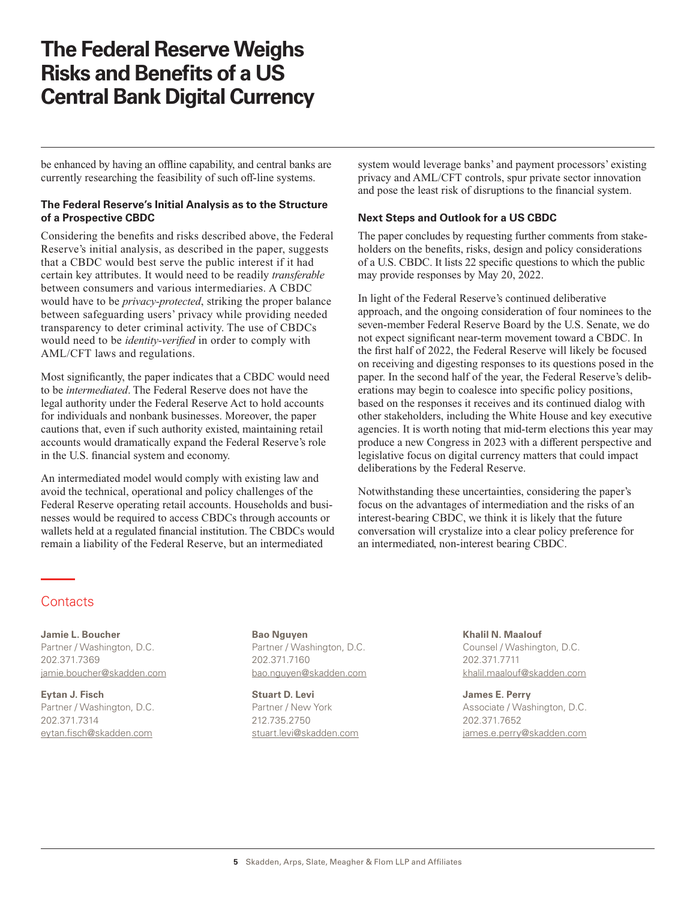be enhanced by having an offline capability, and central banks are currently researching the feasibility of such off-line systems.

**The Federal Reserve's Initial Analysis as to the Structure of a Prospective CBDC**

Considering the benefits and risks described above, the Federal Reserve's initial analysis, as described in the paper, suggests that a CBDC would best serve the public interest if it had certain key attributes. It would need to be readily *transferable* between consumers and various intermediaries. A CBDC would have to be *privacy-protected*, striking the proper balance between safeguarding users' privacy while providing needed transparency to deter criminal activity. The use of CBDCs would need to be *identity-verified* in order to comply with AML/CFT laws and regulations.

Most significantly, the paper indicates that a CBDC would need to be *intermediated*. The Federal Reserve does not have the legal authority under the Federal Reserve Act to hold accounts for individuals and nonbank businesses. Moreover, the paper cautions that, even if such authority existed, maintaining retail accounts would dramatically expand the Federal Reserve's role in the U.S. financial system and economy.

An intermediated model would comply with existing law and avoid the technical, operational and policy challenges of the Federal Reserve operating retail accounts. Households and businesses would be required to access CBDCs through accounts or wallets held at a regulated financial institution. The CBDCs would remain a liability of the Federal Reserve, but an intermediated system would leverage banks' and payment processors' existing privacy and AML/CFT controls, spur private sector innovation and pose the least risk of disruptions to the financial system.

**Next Steps and Outlook for a US CBDC**

The paper concludes by requesting further comments from stakeholders on the benefits, risks, design and policy considerations of a U.S. CBDC. It lists 22 specific questions to which the public may provide responses by May 20, 2022.

In light of the Federal Reserve's continued deliberative approach, and the ongoing consideration of four nominees to the seven-member Federal Reserve Board by the U.S. Senate, we do not expect significant near-term movement toward a CBDC. In the first half of 2022, the Federal Reserve will likely be focused on receiving and digesting responses to its questions posed in the paper. In the second half of the year, the Federal Reserve's deliberations may begin to coalesce into specific policy positions, based on the responses it receives and its continued dialog with other stakeholders, including the White House and key executive agencies. It is worth noting that mid-term elections this year may produce a new Congress in 2023 with a different perspective and legislative focus on digital currency matters that could impact deliberations by the Federal Reserve.

Notwithstanding these uncertainties, considering the paper's focus on the advantages of intermediation and the risks of an interest-bearing CBDC, we think it is likely that the future conversation will crystalize into a clear policy preference for an intermediated, non-interest bearing CBDC.

## Contacts

**Jamie L. Boucher**
Partner / Washington, D.C.
202.371.7369
jamie.boucher@skadden.com

**Eytan J. Fisch**
Partner / Washington, D.C.
202.371.7314
eytan.fisch@skadden.com

**Bao Nguyen**
Partner / Washington, D.C.
202.371.7160
bao.nguyen@skadden.com

**Stuart D. Levi**
Partner / New York
212.735.2750
stuart.levi@skadden.com

**Khalil N. Maalouf**
Counsel / Washington, D.C.
202.371.7711
khalil.maalouf@skadden.com

**James E. Perry**
Associate / Washington, D.C.
202.371.7652
james.e.perry@skadden.com